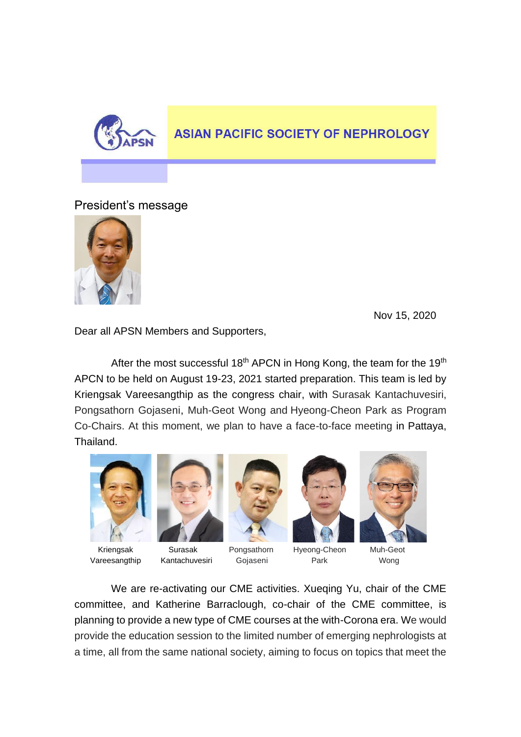# ASIAN PACIFIC SOCIETY OF NEPHROLOGY

## President's message

Nov 15, 2020

Dear all APSN Members and Supporters,

After the most successful 18th APCN in Hong Kong, the team for the 19th APCN to be held on August 19-23, 2021 started preparation. This team is led by Kriengsak Vareesangthip as the congress chair, with Surasak Kantachuvesiri, Pongsathorn Gojaseni, Muh-Geot Wong and Hyeong-Cheon Park as Program Co-Chairs. At this moment, we plan to have a face-to-face meeting in Pattaya, Thailand.

Kriengsak Vareesangthip | Surasak Kantachuvesiri | Pongsathorn Gojaseni | Hyeong-Cheon Park | Muh-Geot Wong

We are re-activating our CME activities. Xueqing Yu, chair of the CME committee, and Katherine Barraclough, co-chair of the CME committee, is planning to provide a new type of CME courses at the with-Corona era. We would provide the education session to the limited number of emerging nephrologists at a time, all from the same national society, aiming to focus on topics that meet the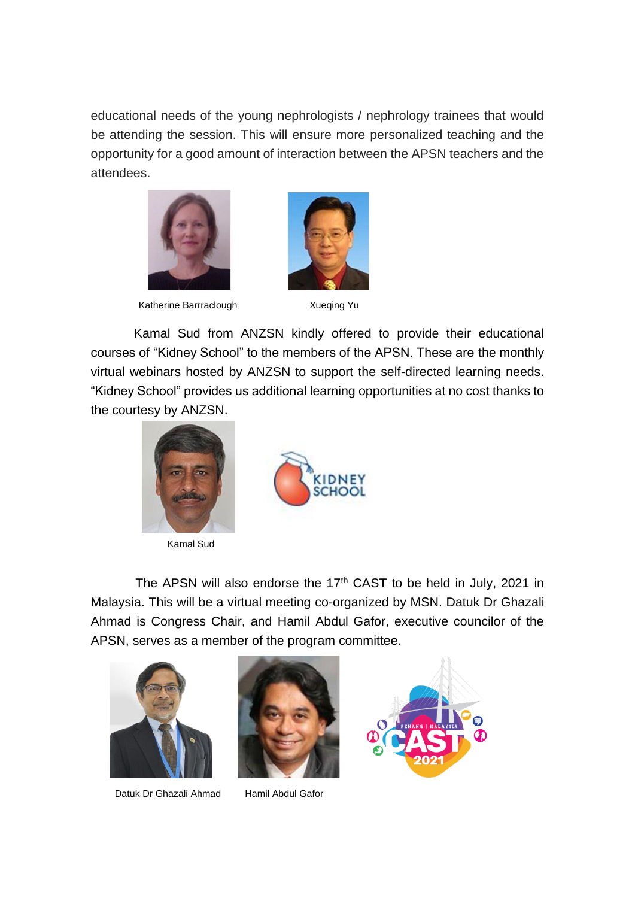educational needs of the young nephrologists / nephrology trainees that would be attending the session. This will ensure more personalized teaching and the opportunity for a good amount of interaction between the APSN teachers and the attendees.

Katherine Barrraclough

Xueqing Yu

Kamal Sud from ANZSN kindly offered to provide their educational courses of "Kidney School" to the members of the APSN. These are the monthly virtual webinars hosted by ANZSN to support the self-directed learning needs. "Kidney School" provides us additional learning opportunities at no cost thanks to the courtesy by ANZSN.

Kamal Sud

The APSN will also endorse the 17th CAST to be held in July, 2021 in Malaysia. This will be a virtual meeting co-organized by MSN. Datuk Dr Ghazali Ahmad is Congress Chair, and Hamil Abdul Gafor, executive councilor of the APSN, serves as a member of the program committee.

Datuk Dr Ghazali Ahmad

Hamil Abdul Gafor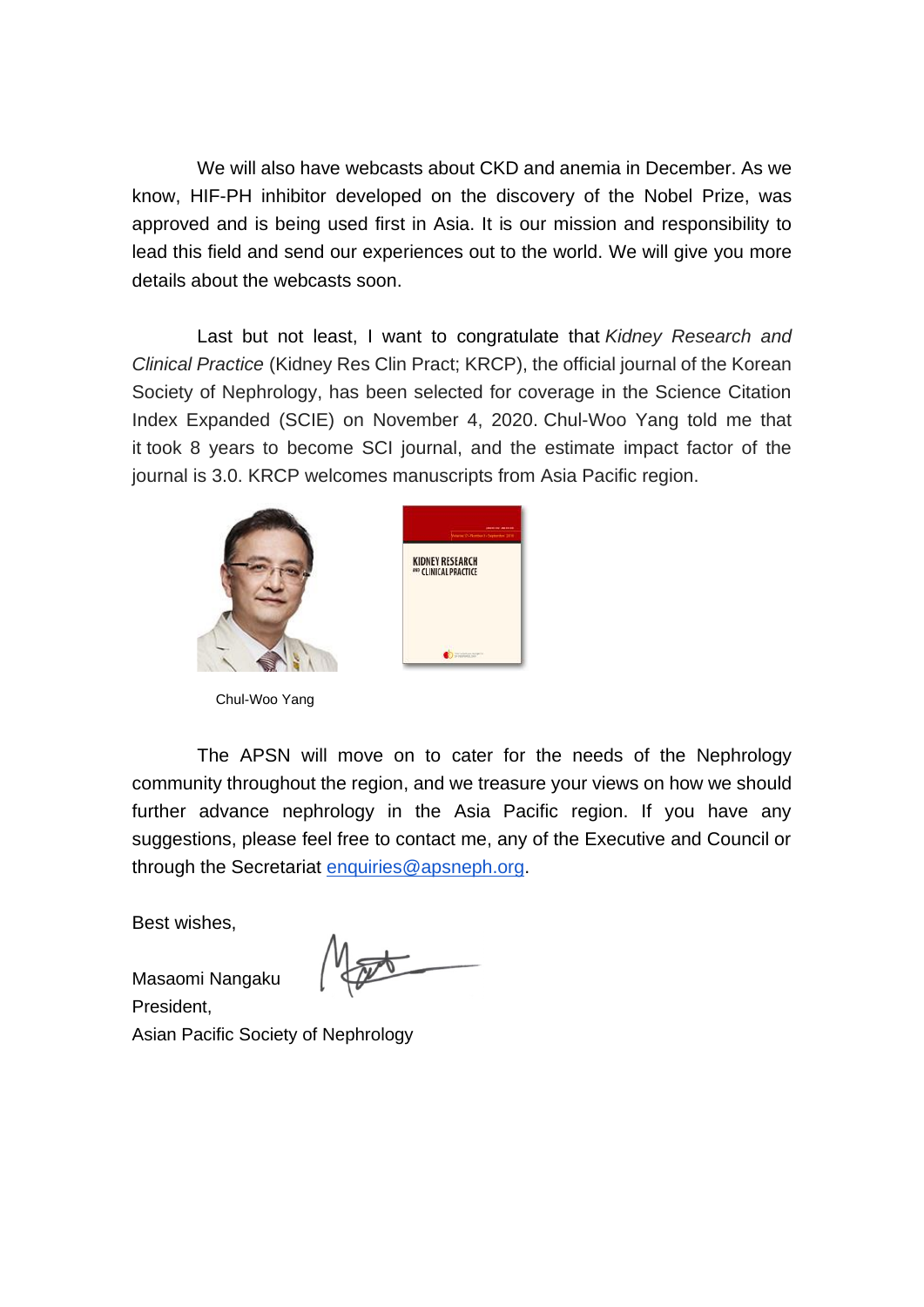We will also have webcasts about CKD and anemia in December. As we know, HIF-PH inhibitor developed on the discovery of the Nobel Prize, was approved and is being used first in Asia. It is our mission and responsibility to lead this field and send our experiences out to the world. We will give you more details about the webcasts soon.

Last but not least, I want to congratulate that *Kidney Research and Clinical Practice* (Kidney Res Clin Pract; KRCP), the official journal of the Korean Society of Nephrology, has been selected for coverage in the Science Citation Index Expanded (SCIE) on November 4, 2020. Chul-Woo Yang told me that it took 8 years to become SCI journal, and the estimate impact factor of the journal is 3.0. KRCP welcomes manuscripts from Asia Pacific region.

Chul-Woo Yang

The APSN will move on to cater for the needs of the Nephrology community throughout the region, and we treasure your views on how we should further advance nephrology in the Asia Pacific region. If you have any suggestions, please feel free to contact me, any of the Executive and Council or through the Secretariat [enquiries@apsneph.org](mailto:enquiries@apsneph.org).

Best wishes,

Masaomi Nangaku
President,
Asian Pacific Society of Nephrology